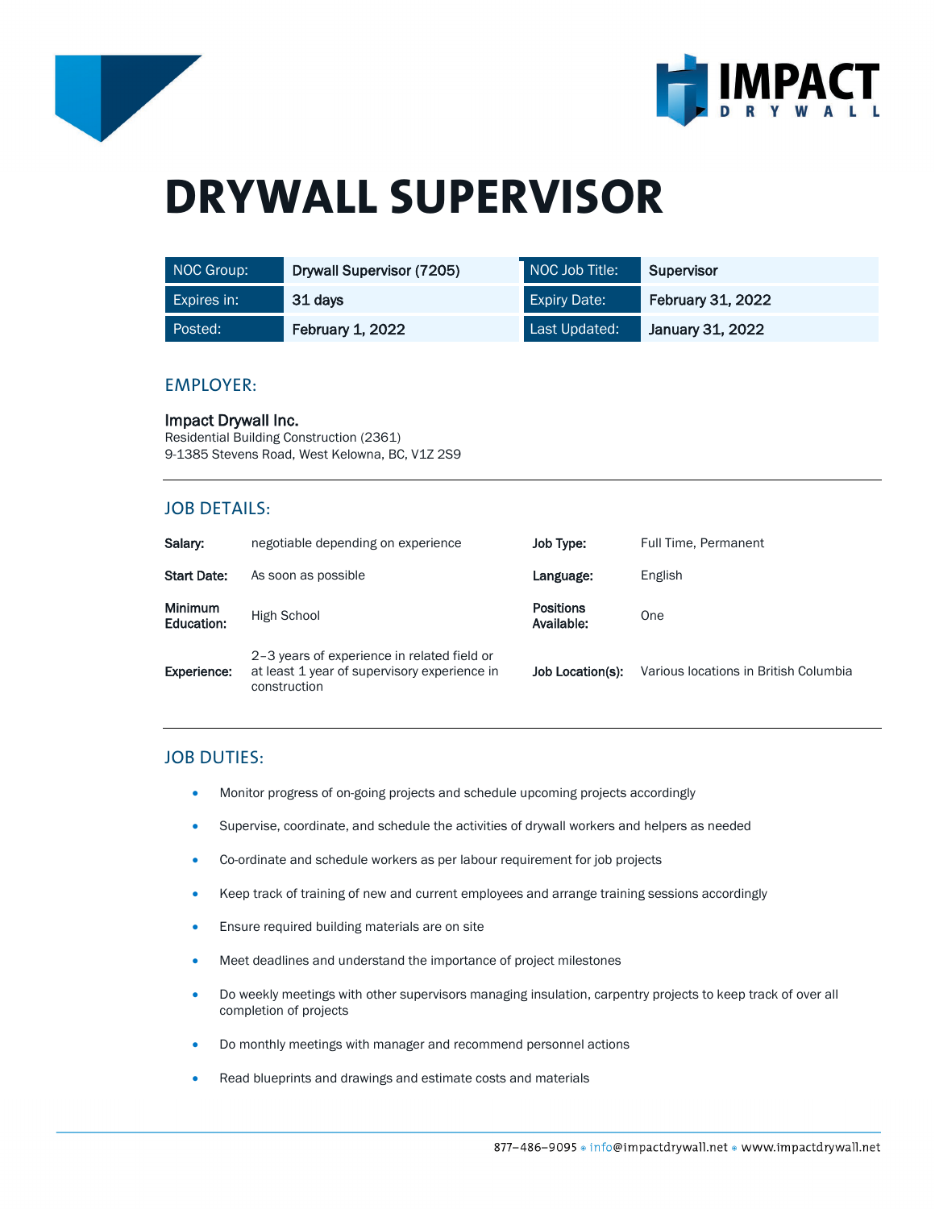# DRYWALL SUPERVISOR

| NOC Group: | Drywall Supervisor (7205) | NOC Job Title: | Supervisor |
|---|---|---|---|
| Expires in: | 31 days | Expiry Date: | February 31, 2022 |
| Posted: | February 1, 2022 | Last Updated: | January 31, 2022 |

## EMPLOYER:

**Impact Drywall Inc.**
Residential Building Construction (2361)
9-1385 Stevens Road, West Kelowna, BC, V1Z 2S9

## JOB DETAILS:

| | | | |
|---|---|---|---|
| **Salary:** | negotiable depending on experience | **Job Type:** | Full Time, Permanent |
| **Start Date:** | As soon as possible | **Language:** | English |
| **Minimum Education:** | High School | **Positions Available:** | One |
| **Experience:** | 2–3 years of experience in related field or at least 1 year of supervisory experience in construction | **Job Location(s):** | Various locations in British Columbia |

## JOB DUTIES:

- Monitor progress of on-going projects and schedule upcoming projects accordingly
- Supervise, coordinate, and schedule the activities of drywall workers and helpers as needed
- Co-ordinate and schedule workers as per labour requirement for job projects
- Keep track of training of new and current employees and arrange training sessions accordingly
- Ensure required building materials are on site
- Meet deadlines and understand the importance of project milestones
- Do weekly meetings with other supervisors managing insulation, carpentry projects to keep track of over all completion of projects
- Do monthly meetings with manager and recommend personnel actions
- Read blueprints and drawings and estimate costs and materials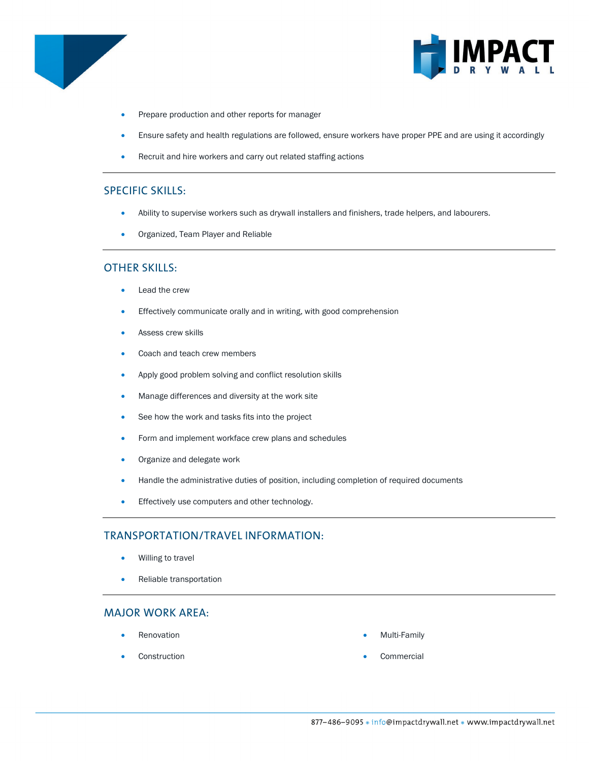- Prepare production and other reports for manager
- Ensure safety and health regulations are followed, ensure workers have proper PPE and are using it accordingly
- Recruit and hire workers and carry out related staffing actions

---

## SPECIFIC SKILLS:

- Ability to supervise workers such as drywall installers and finishers, trade helpers, and labourers.
- Organized, Team Player and Reliable

---

## OTHER SKILLS:

- Lead the crew
- Effectively communicate orally and in writing, with good comprehension
- Assess crew skills
- Coach and teach crew members
- Apply good problem solving and conflict resolution skills
- Manage differences and diversity at the work site
- See how the work and tasks fits into the project
- Form and implement workface crew plans and schedules
- Organize and delegate work
- Handle the administrative duties of position, including completion of required documents
- Effectively use computers and other technology.

---

## TRANSPORTATION/TRAVEL INFORMATION:

- Willing to travel
- Reliable transportation

---

## MAJOR WORK AREA:

- Renovation
- Construction
- Multi-Family
- Commercial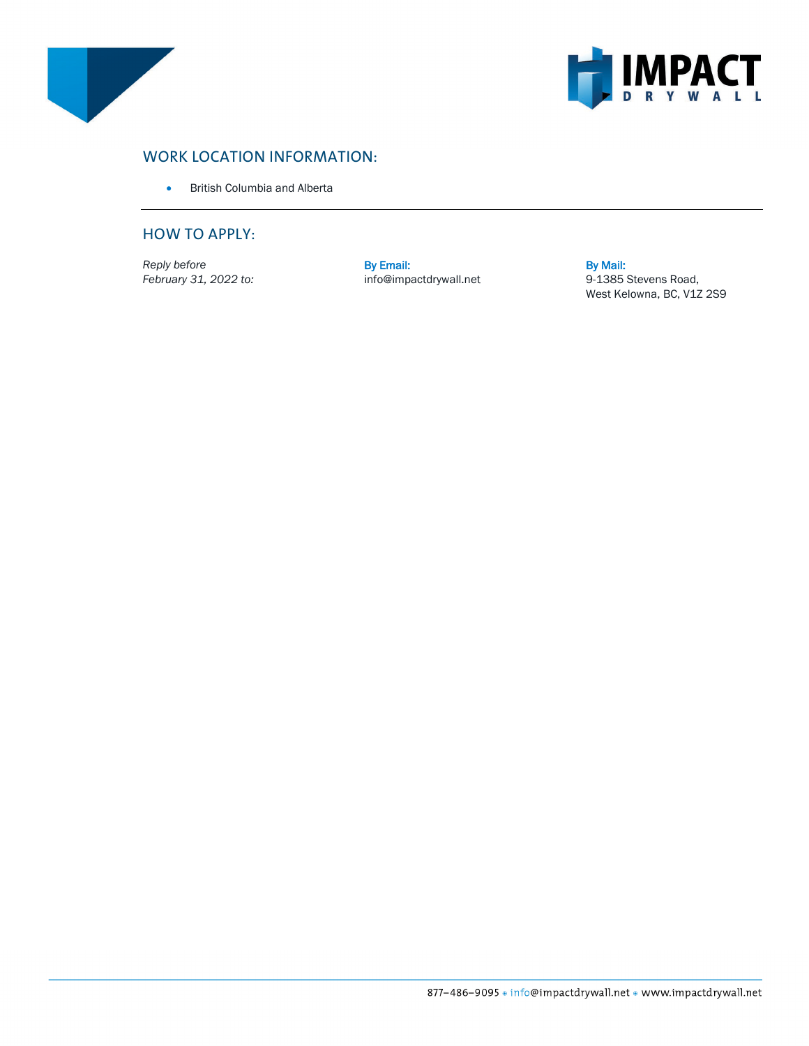## WORK LOCATION INFORMATION:

- British Columbia and Alberta

---

## HOW TO APPLY:

*Reply before February 31, 2022 to:*

**By Email:**
info@impactdrywall.net

**By Mail:**
9-1385 Stevens Road,
West Kelowna, BC, V1Z 2S9